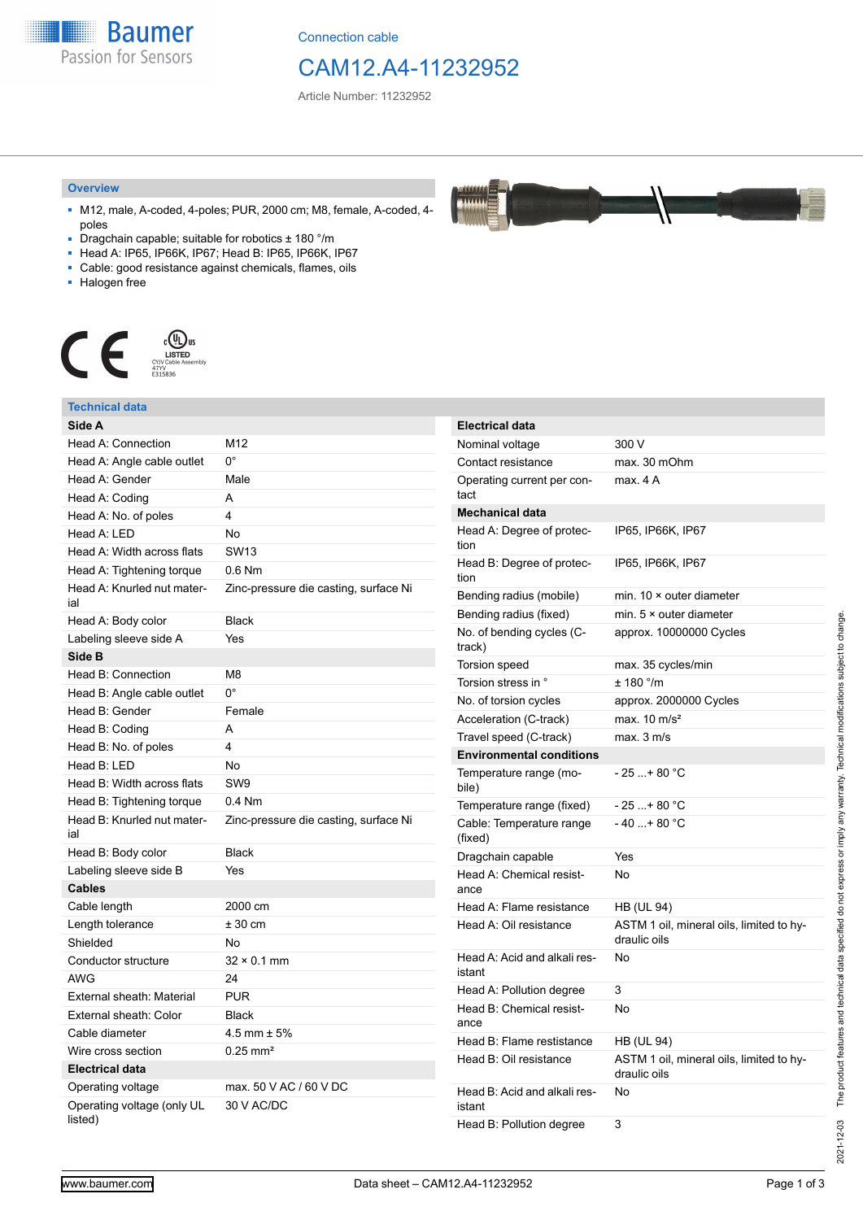Connection cable

# CAM12.A4-11232952

Article Number: 11232952

## Overview

- M12, male, A-coded, 4-poles; PUR, 2000 cm; M8, female, A-coded, 4-poles
- Dragchain capable; suitable for robotics ± 180 °/m
- Head A: IP65, IP66K, IP67; Head B: IP65, IP66K, IP67
- Cable: good resistance against chemicals, flames, oils
- Halogen free

LISTED
CYJV Cable Assembly
47YV
E315836

## Technical data

| Side A | |
|---|---|
| Head A: Connection | M12 |
| Head A: Angle cable outlet | 0° |
| Head A: Gender | Male |
| Head A: Coding | A |
| Head A: No. of poles | 4 |
| Head A: LED | No |
| Head A: Width across flats | SW13 |
| Head A: Tightening torque | 0.6 Nm |
| Head A: Knurled nut material | Zinc-pressure die casting, surface Ni |
| Head A: Body color | Black |
| Labeling sleeve side A | Yes |
| **Side B** | |
| Head B: Connection | M8 |
| Head B: Angle cable outlet | 0° |
| Head B: Gender | Female |
| Head B: Coding | A |
| Head B: No. of poles | 4 |
| Head B: LED | No |
| Head B: Width across flats | SW9 |
| Head B: Tightening torque | 0.4 Nm |
| Head B: Knurled nut material | Zinc-pressure die casting, surface Ni |
| Head B: Body color | Black |
| Labeling sleeve side B | Yes |
| **Cables** | |
| Cable length | 2000 cm |
| Length tolerance | ± 30 cm |
| Shielded | No |
| Conductor structure | 32 × 0.1 mm |
| AWG | 24 |
| External sheath: Material | PUR |
| External sheath: Color | Black |
| Cable diameter | 4.5 mm ± 5% |
| Wire cross section | 0.25 mm² |
| **Electrical data** | |
| Operating voltage | max. 50 V AC / 60 V DC |
| Operating voltage (only UL listed) | 30 V AC/DC |

| Electrical data | |
|---|---|
| Nominal voltage | 300 V |
| Contact resistance | max. 30 mOhm |
| Operating current per contact | max. 4 A |
| **Mechanical data** | |
| Head A: Degree of protection | IP65, IP66K, IP67 |
| Head B: Degree of protection | IP65, IP66K, IP67 |
| Bending radius (mobile) | min. 10 × outer diameter |
| Bending radius (fixed) | min. 5 × outer diameter |
| No. of bending cycles (C-track) | approx. 10000000 Cycles |
| Torsion speed | max. 35 cycles/min |
| Torsion stress in ° | ± 180 °/m |
| No. of torsion cycles | approx. 2000000 Cycles |
| Acceleration (C-track) | max. 10 m/s² |
| Travel speed (C-track) | max. 3 m/s |
| **Environmental conditions** | |
| Temperature range (mobile) | - 25 ...+ 80 °C |
| Temperature range (fixed) | - 25 ...+ 80 °C |
| Cable: Temperature range (fixed) | - 40 ...+ 80 °C |
| Dragchain capable | Yes |
| Head A: Chemical resistance | No |
| Head A: Flame resistance | HB (UL 94) |
| Head A: Oil resistance | ASTM 1 oil, mineral oils, limited to hydraulic oils |
| Head A: Acid and alkali resistant | No |
| Head A: Pollution degree | 3 |
| Head B: Chemical resistance | No |
| Head B: Flame resistance | HB (UL 94) |
| Head B: Oil resistance | ASTM 1 oil, mineral oils, limited to hydraulic oils |
| Head B: Acid and alkali resistant | No |
| Head B: Pollution degree | 3 |

2021-12-03 The product features and technical data specified do not express or imply any warranty. Technical modifications subject to change.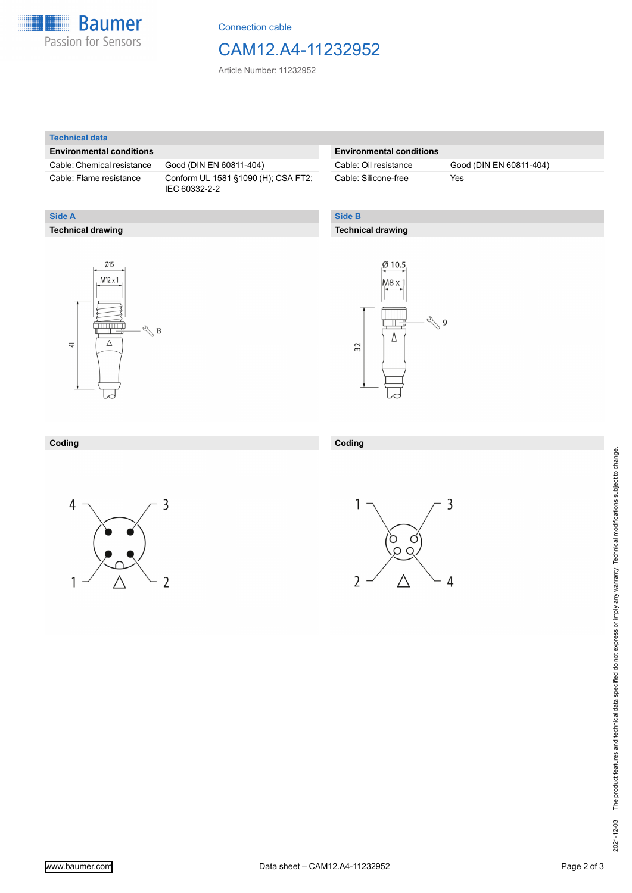## Technical data

### Environmental conditions

| | |
|---|---|
| Cable: Chemical resistance | Good (DIN EN 60811-404) |
| Cable: Flame resistance | Conform UL 1581 §1090 (H); CSA FT2; IEC 60332-2-2 |

### Environmental conditions

| | |
|---|---|
| Cable: Oil resistance | Good (DIN EN 60811-404) |
| Cable: Silicone-free | Yes |

## Side A

### Technical drawing

Ø15

M12 x 1

41

13

### Coding

4 3

1 2

## Side B

### Technical drawing

Ø 10.5

M8 x 1

32

9

### Coding

1 3

2 4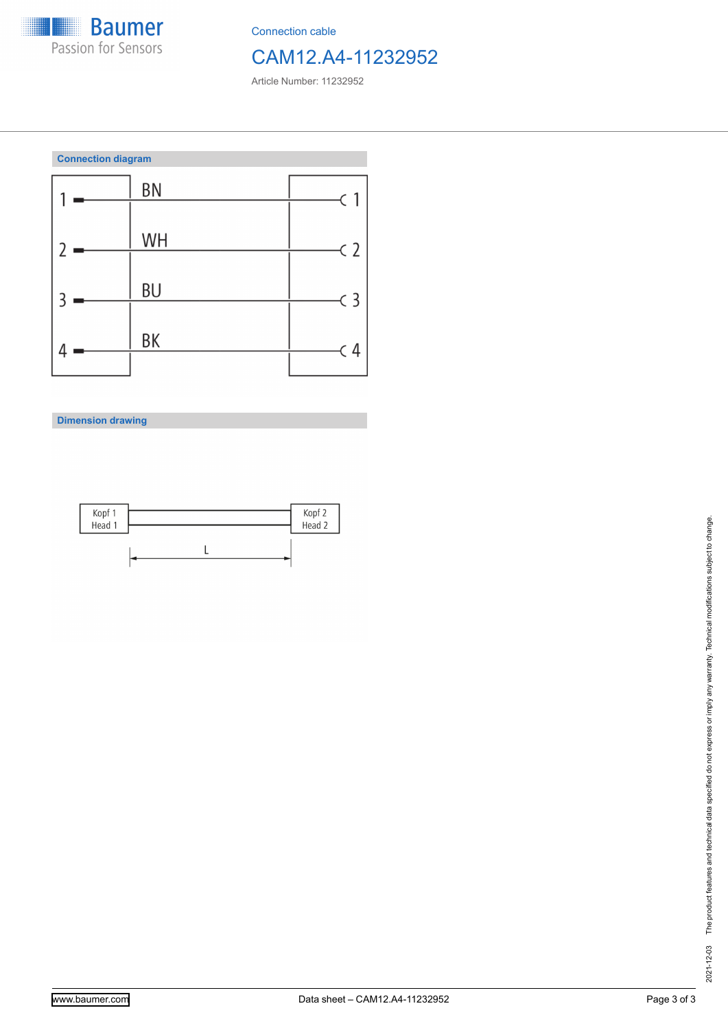Connection cable

# CAM12.A4-11232952

Article Number: 11232952

## Connection diagram

1 BN 1
2 WH 2
3 BU 3
4 BK 4

## Dimension drawing

Kopf 1
Head 1

Kopf 2
Head 2

L

The product features and technical data specified do not express or imply any warranty. Technical modifications subject to change.

2021-12-03